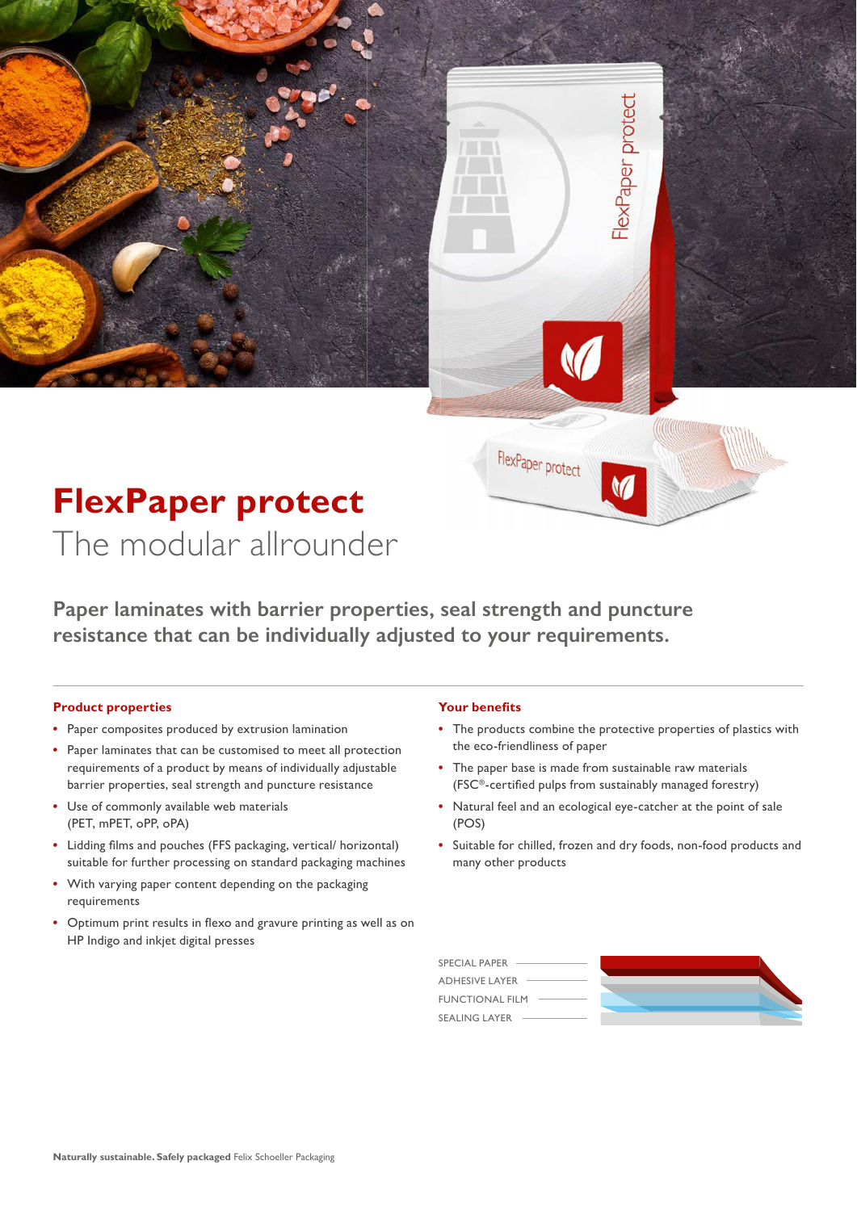# FlexPaper protect

## The modular allrounder

**Paper laminates with barrier properties, seal strength and puncture resistance that can be individually adjusted to your requirements.**

### Product properties

- Paper composites produced by extrusion lamination
- Paper laminates that can be customised to meet all protection requirements of a product by means of individually adjustable barrier properties, seal strength and puncture resistance
- Use of commonly available web materials (PET, mPET, oPP, oPA)
- Lidding films and pouches (FFS packaging, vertical/ horizontal) suitable for further processing on standard packaging machines
- With varying paper content depending on the packaging requirements
- Optimum print results in flexo and gravure printing as well as on HP Indigo and inkjet digital presses

### Your benefits

- The products combine the protective properties of plastics with the eco-friendliness of paper
- The paper base is made from sustainable raw materials (FSC®-certified pulps from sustainably managed forestry)
- Natural feel and an ecological eye-catcher at the point of sale (POS)
- Suitable for chilled, frozen and dry foods, non-food products and many other products

SPECIAL PAPER
ADHESIVE LAYER
FUNCTIONAL FILM
SEALING LAYER

**Naturally sustainable. Safely packaged** Felix Schoeller Packaging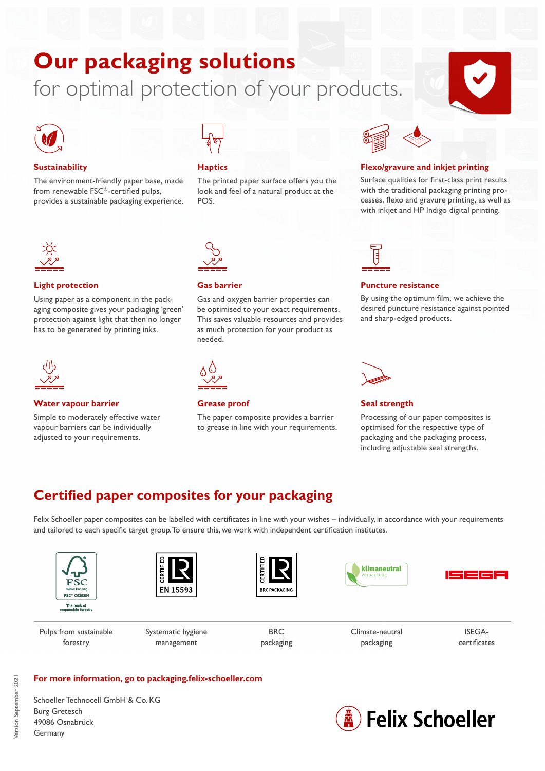# Our packaging solutions

for optimal protection of your products.

### Sustainability

The environment-friendly paper base, made from renewable FSC®-certified pulps, provides a sustainable packaging experience.

### Haptics

The printed paper surface offers you the look and feel of a natural product at the POS.

### Flexo/gravure and inkjet printing

Surface qualities for first-class print results with the traditional packaging printing processes, flexo and gravure printing, as well as with inkjet and HP Indigo digital printing.

### Light protection

Using paper as a component in the packaging composite gives your packaging 'green' protection against light that then no longer has to be generated by printing inks.

### Gas barrier

Gas and oxygen barrier properties can be optimised to your exact requirements. This saves valuable resources and provides as much protection for your product as needed.

### Puncture resistance

By using the optimum film, we achieve the desired puncture resistance against pointed and sharp-edged products.

### Water vapour barrier

Simple to moderately effective water vapour barriers can be individually adjusted to your requirements.

### Grease proof

The paper composite provides a barrier to grease in line with your requirements.

### Seal strength

Processing of our paper composites is optimised for the respective type of packaging and the packaging process, including adjustable seal strengths.

## Certified paper composites for your packaging

Felix Schoeller paper composites can be labelled with certificates in line with your wishes – individually, in accordance with your requirements and tailored to each specific target group. To ensure this, we work with independent certification institutes.

FSC www.fsc.org FSC® C020254 The mark of responsible forestry

CERTIFIED EN 15593

CERTIFIED BRC PACKAGING

klimaneutral Verpackung

ISEGA

| | | | | |
|---|---|---|---|---|
| Pulps from sustainable forestry | Systematic hygiene management | BRC packaging | Climate-neutral packaging | ISEGA-certificates |

**For more information, go to packaging.felix-schoeller.com**

Schoeller Technocell GmbH & Co. KG
Burg Gretesch
49086 Osnabrück
Germany

Felix Schoeller

Version September 2021